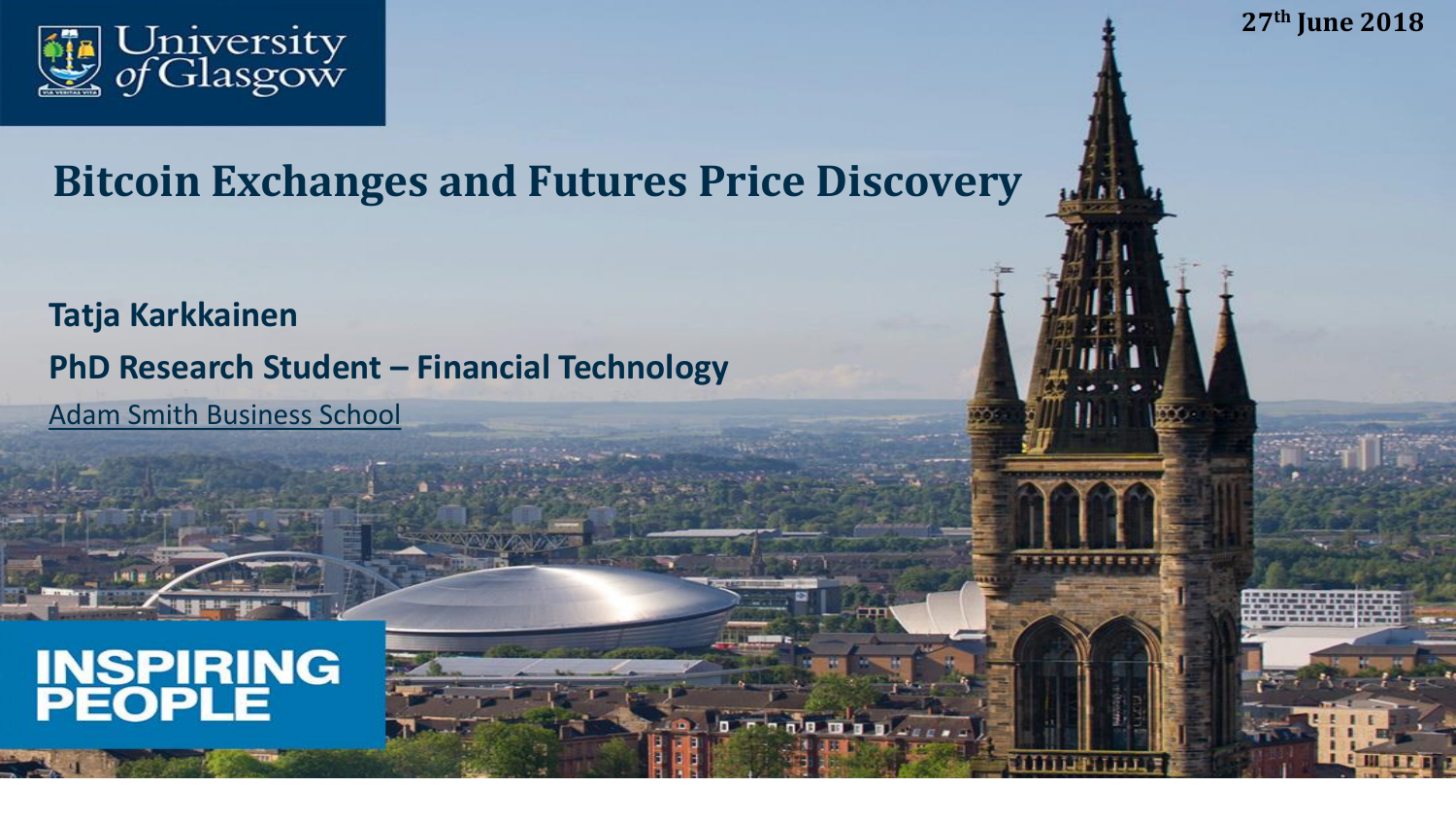University of Glasgow

27th June 2018

# Bitcoin Exchanges and Futures Price Discovery

**Tatja Karkkainen**

**PhD Research Student – Financial Technology**

Adam Smith Business School

INSPIRING PEOPLE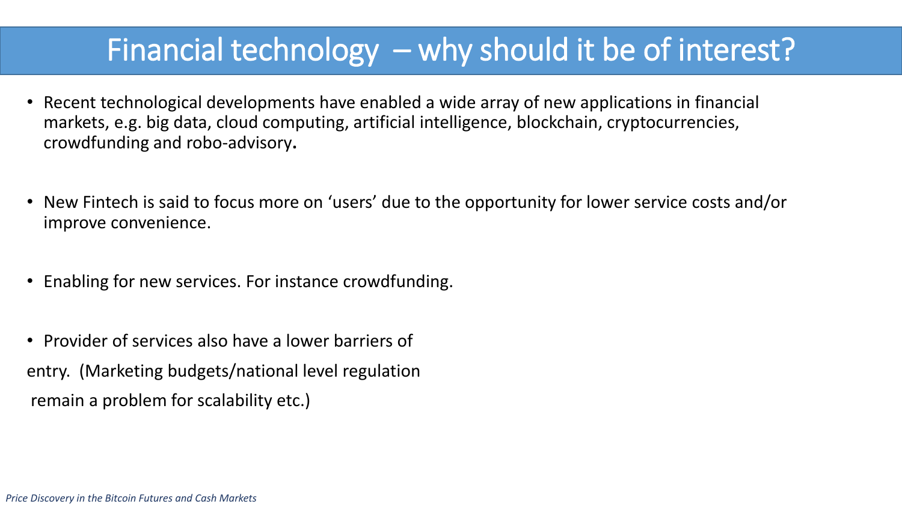# Financial technology – why should it be of interest?

- Recent technological developments have enabled a wide array of new applications in financial markets, e.g. big data, cloud computing, artificial intelligence, blockchain, cryptocurrencies, crowdfunding and robo-advisory**.**

- New Fintech is said to focus more on 'users' due to the opportunity for lower service costs and/or improve convenience.

- Enabling for new services. For instance crowdfunding.

- Provider of services also have a lower barriers of entry. (Marketing budgets/national level regulation remain a problem for scalability etc.)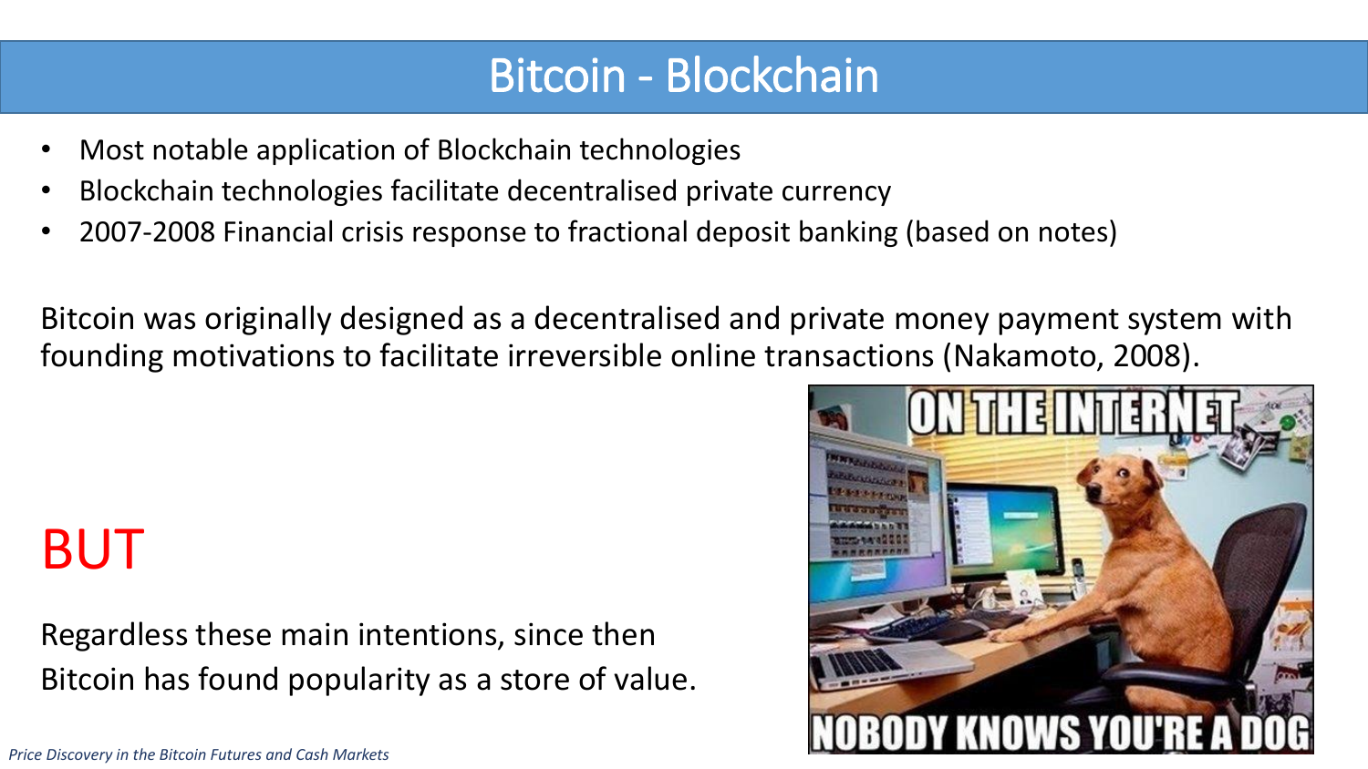# Bitcoin - Blockchain

- Most notable application of Blockchain technologies
- Blockchain technologies facilitate decentralised private currency
- 2007-2008 Financial crisis response to fractional deposit banking (based on notes)

Bitcoin was originally designed as a decentralised and private money payment system with founding motivations to facilitate irreversible online transactions (Nakamoto, 2008).

BUT

Regardless these main intentions, since then Bitcoin has found popularity as a store of value.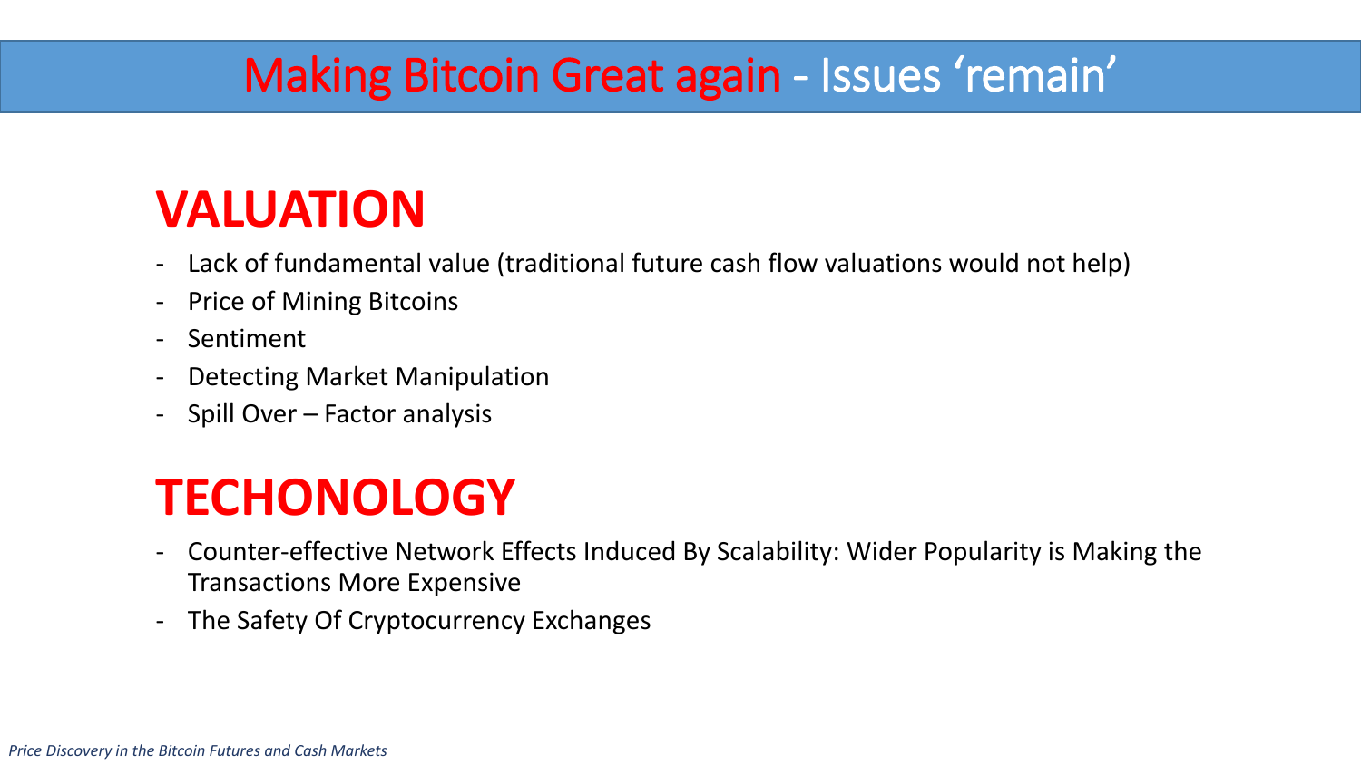# Making Bitcoin Great again - Issues 'remain'

## VALUATION

- Lack of fundamental value (traditional future cash flow valuations would not help)
- Price of Mining Bitcoins
- Sentiment
- Detecting Market Manipulation
- Spill Over – Factor analysis

## TECHONOLOGY

- Counter-effective Network Effects Induced By Scalability: Wider Popularity is Making the Transactions More Expensive
- The Safety Of Cryptocurrency Exchanges

*Price Discovery in the Bitcoin Futures and Cash Markets*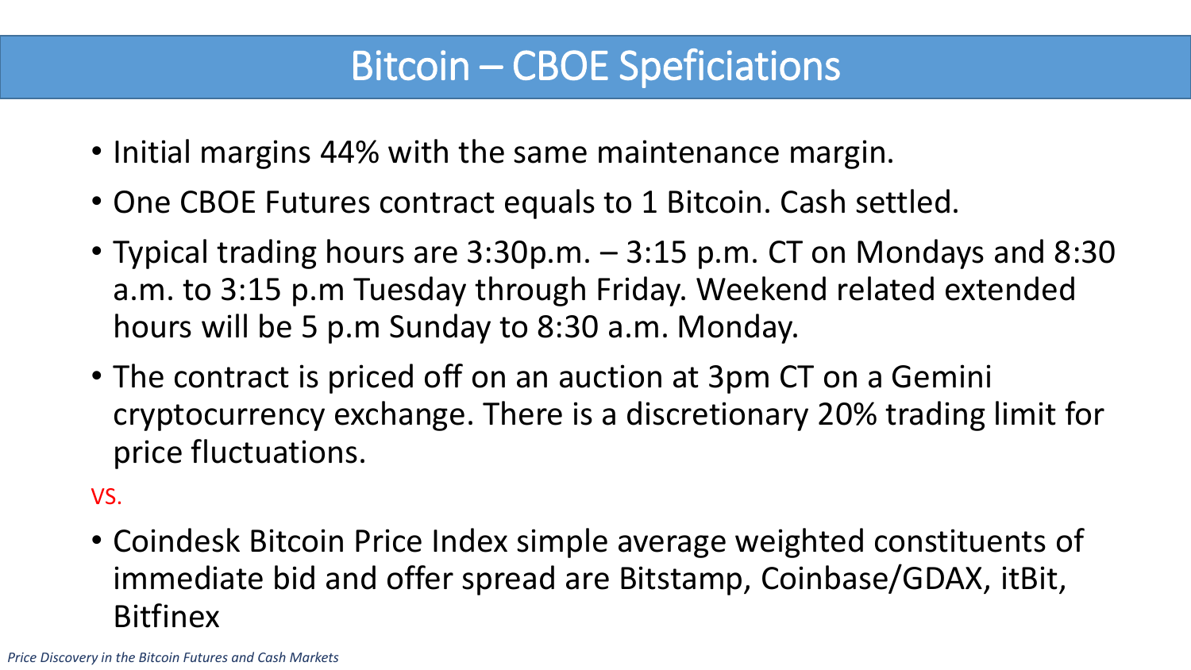# Bitcoin – CBOE Speficiations

- Initial margins 44% with the same maintenance margin.
- One CBOE Futures contract equals to 1 Bitcoin. Cash settled.
- Typical trading hours are 3:30p.m. – 3:15 p.m. CT on Mondays and 8:30 a.m. to 3:15 p.m Tuesday through Friday. Weekend related extended hours will be 5 p.m Sunday to 8:30 a.m. Monday.
- The contract is priced off on an auction at 3pm CT on a Gemini cryptocurrency exchange. There is a discretionary 20% trading limit for price fluctuations.

VS.

- Coindesk Bitcoin Price Index simple average weighted constituents of immediate bid and offer spread are Bitstamp, Coinbase/GDAX, itBit, Bitfinex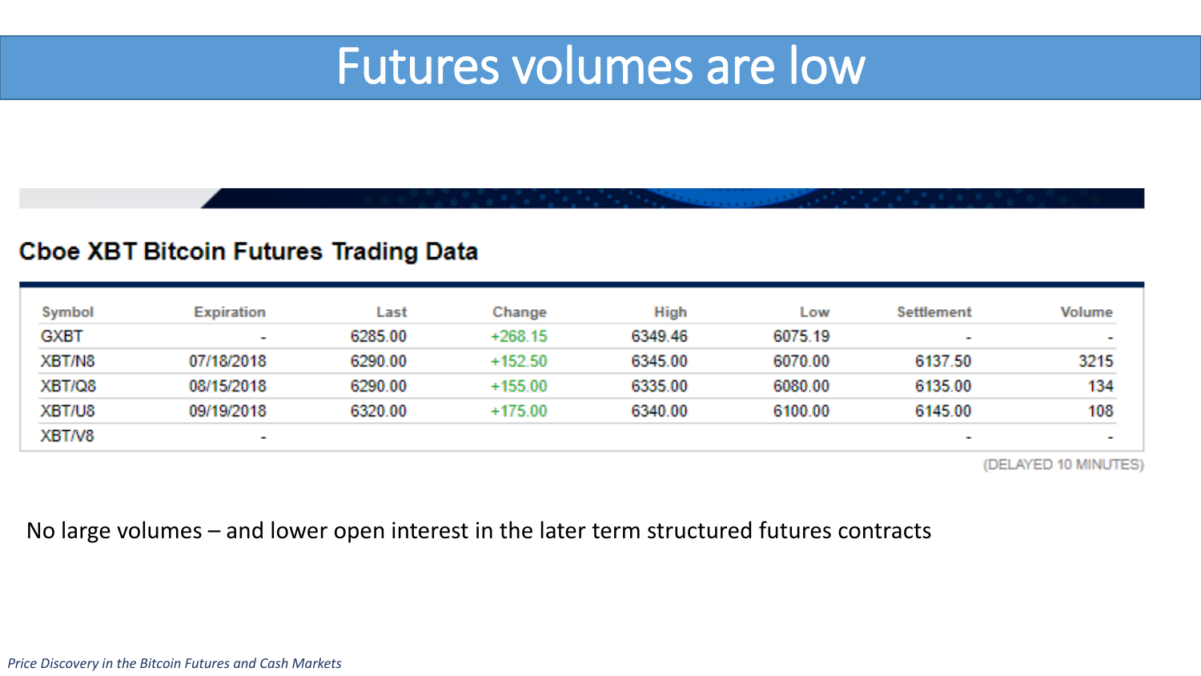# Futures volumes are low

## Cboe XBT Bitcoin Futures Trading Data

| Symbol | Expiration | Last | Change | High | Low | Settlement | Volume |
|---|---|---|---|---|---|---|---|
| GXBT | - | 6285.00 | +268.15 | 6349.46 | 6075.19 | - | - |
| XBT/N8 | 07/18/2018 | 6290.00 | +152.50 | 6345.00 | 6070.00 | 6137.50 | 3215 |
| XBT/Q8 | 08/15/2018 | 6290.00 | +155.00 | 6335.00 | 6080.00 | 6135.00 | 134 |
| XBT/U8 | 09/19/2018 | 6320.00 | +175.00 | 6340.00 | 6100.00 | 6145.00 | 108 |
| XBT/V8 | - | | | | | - | - |

(DELAYED 10 MINUTES)

No large volumes – and lower open interest in the later term structured futures contracts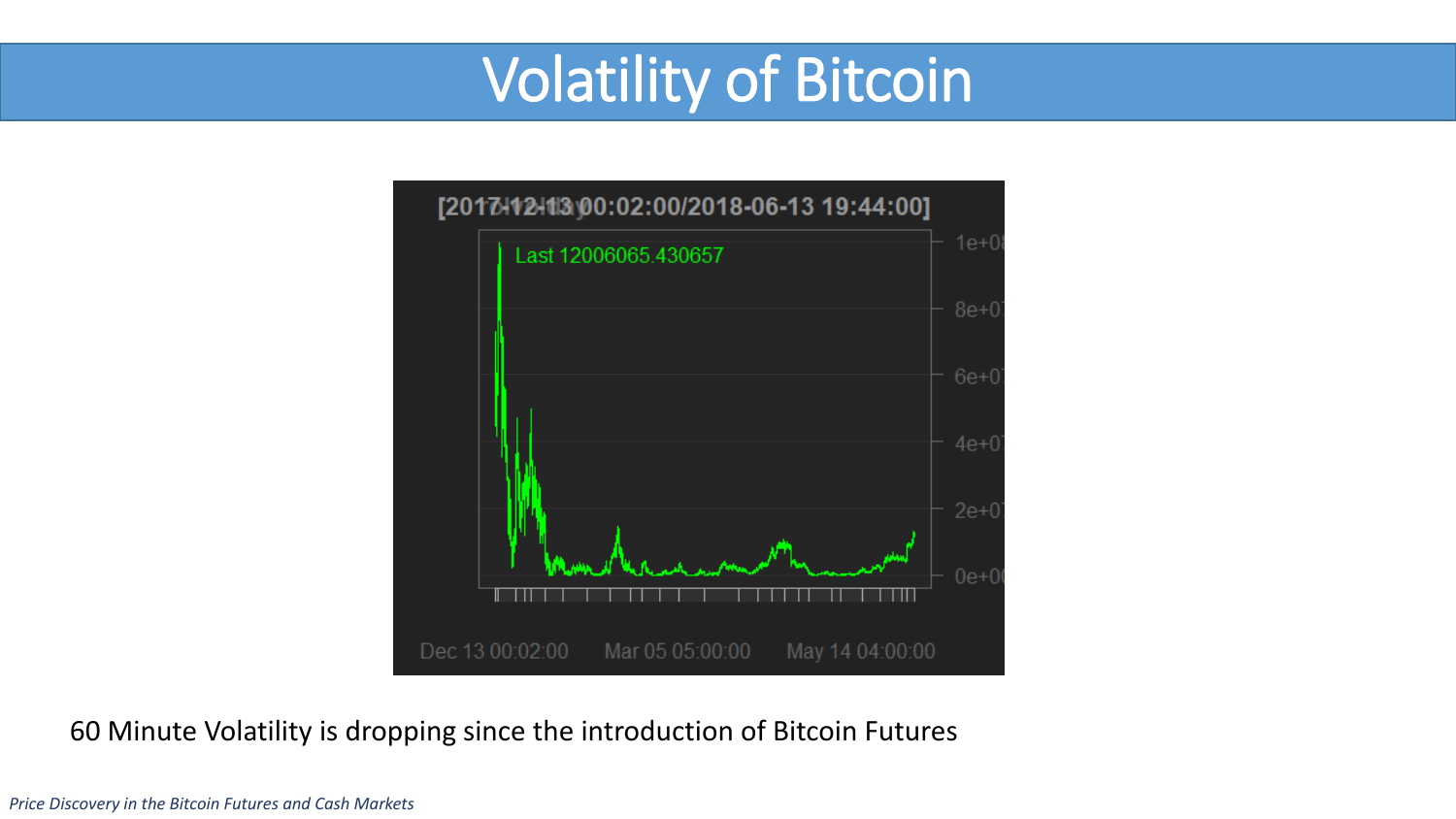# Volatility of Bitcoin

60 Minute Volatility is dropping since the introduction of Bitcoin Futures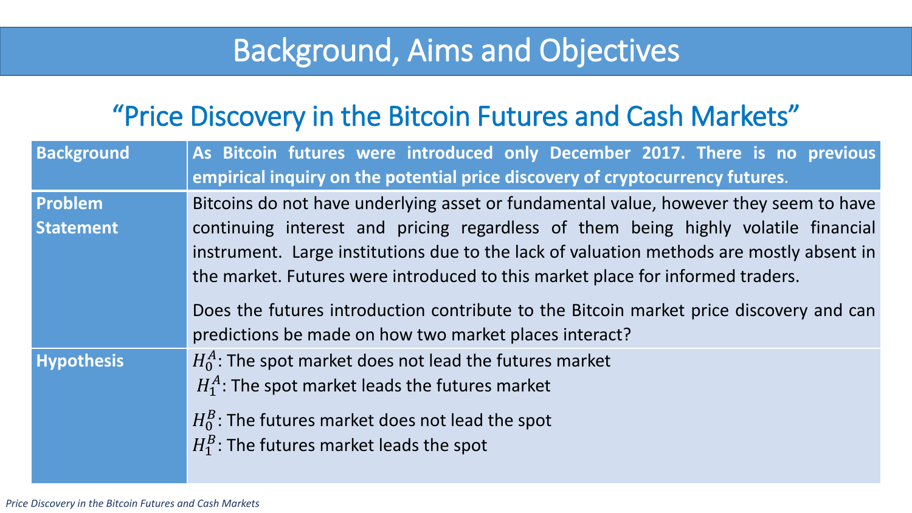# Background, Aims and Objectives

## "Price Discovery in the Bitcoin Futures and Cash Markets"

| | |
|---|---|
| **Background** | **As Bitcoin futures were introduced only December 2017. There is no previous empirical inquiry on the potential price discovery of cryptocurrency futures.** |
| **Problem Statement** | Bitcoins do not have underlying asset or fundamental value, however they seem to have continuing interest and pricing regardless of them being highly volatile financial instrument. Large institutions due to the lack of valuation methods are mostly absent in the market. Futures were introduced to this market place for informed traders.<br><br>Does the futures introduction contribute to the Bitcoin market price discovery and can predictions be made on how two market places interact? |
| **Hypothesis** | $H_0^A$: The spot market does not lead the futures market<br>$H_1^A$: The spot market leads the futures market<br><br>$H_0^B$: The futures market does not lead the spot<br>$H_1^B$: The futures market leads the spot |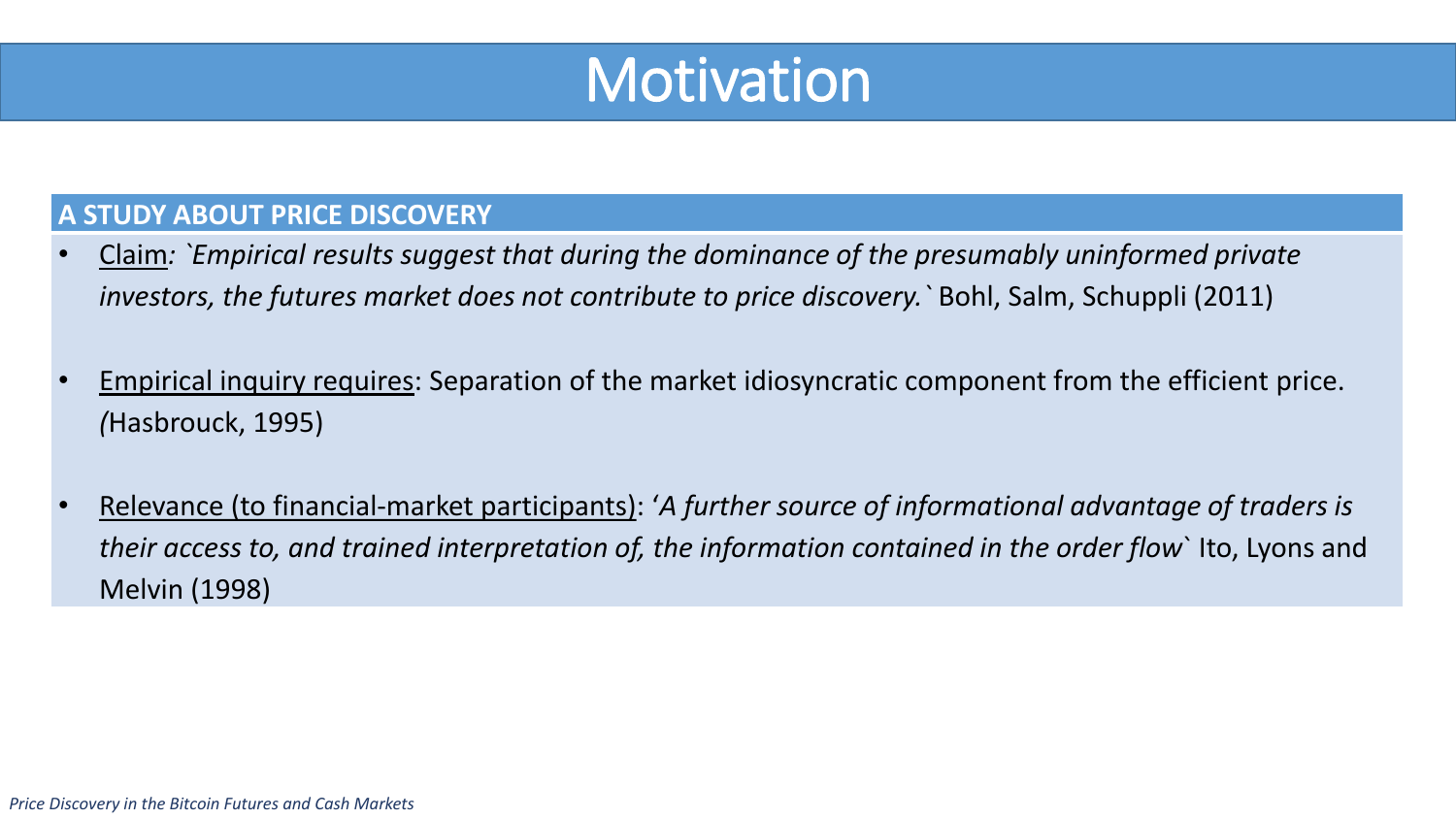# Motivation

## A STUDY ABOUT PRICE DISCOVERY

- Claim*: `Empirical results suggest that during the dominance of the presumably uninformed private investors, the futures market does not contribute to price discovery.`* Bohl, Salm, Schuppli (2011)

- Empirical inquiry requires: Separation of the market idiosyncratic component from the efficient price. *(*Hasbrouck, 1995)

- Relevance (to financial-market participants): '*A further source of informational advantage of traders is their access to, and trained interpretation of, the information contained in the order flow*` Ito, Lyons and Melvin (1998)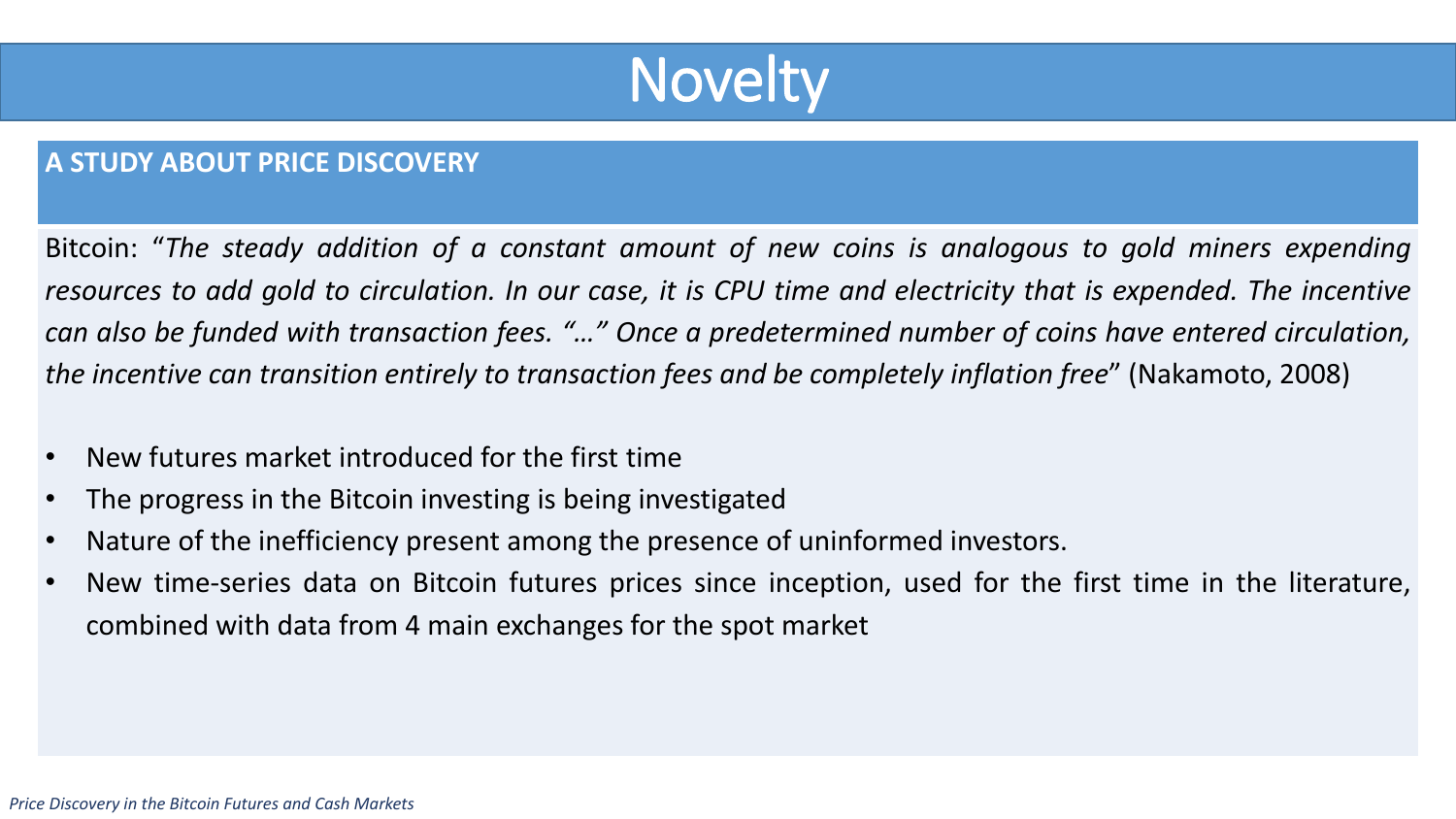# Novelty

## A STUDY ABOUT PRICE DISCOVERY

Bitcoin: "*The steady addition of a constant amount of new coins is analogous to gold miners expending resources to add gold to circulation. In our case, it is CPU time and electricity that is expended. The incentive can also be funded with transaction fees. "…" Once a predetermined number of coins have entered circulation, the incentive can transition entirely to transaction fees and be completely inflation free*" (Nakamoto, 2008)

- New futures market introduced for the first time
- The progress in the Bitcoin investing is being investigated
- Nature of the inefficiency present among the presence of uninformed investors.
- New time-series data on Bitcoin futures prices since inception, used for the first time in the literature, combined with data from 4 main exchanges for the spot market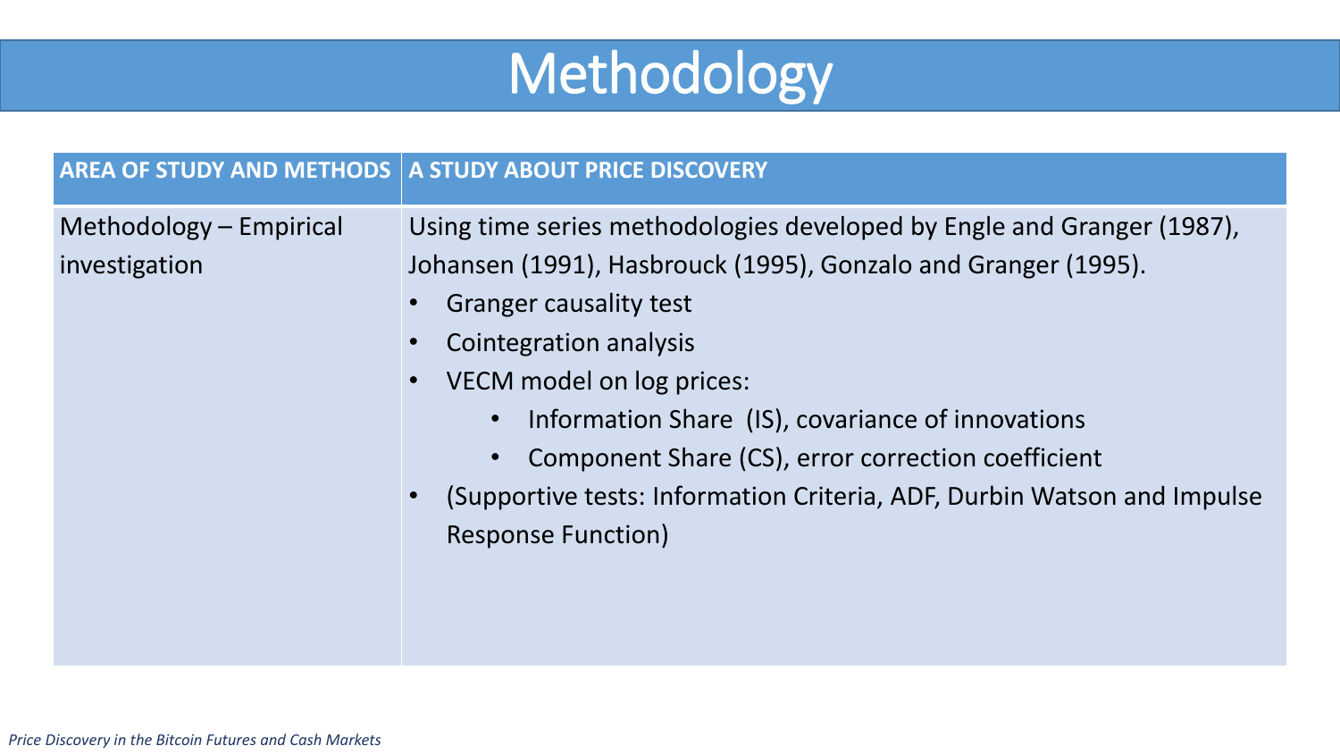# Methodology

| AREA OF STUDY AND METHODS | A STUDY ABOUT PRICE DISCOVERY |
|---|---|
| Methodology – Empirical investigation | Using time series methodologies developed by Engle and Granger (1987), Johansen (1991), Hasbrouck (1995), Gonzalo and Granger (1995).<br>• Granger causality test<br>• Cointegration analysis<br>• VECM model on log prices:<br>&nbsp;&nbsp;&nbsp;&nbsp;• Information Share (IS), covariance of innovations<br>&nbsp;&nbsp;&nbsp;&nbsp;• Component Share (CS), error correction coefficient<br>• (Supportive tests: Information Criteria, ADF, Durbin Watson and Impulse Response Function) |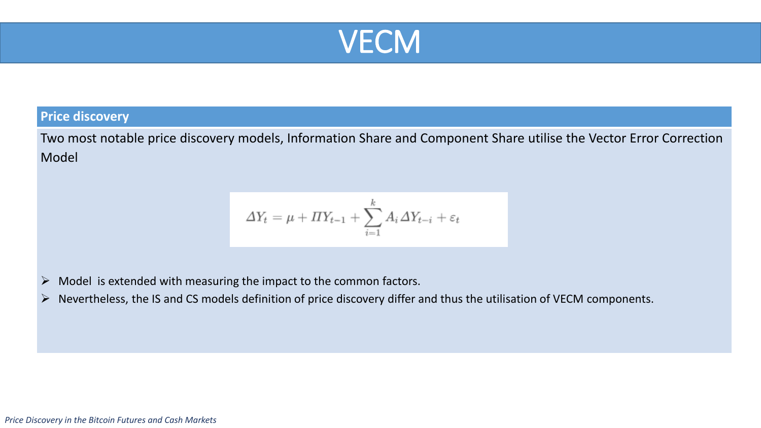# VECM

## Price discovery

Two most notable price discovery models, Information Share and Component Share utilise the Vector Error Correction Model

$$\Delta Y_t = \mu + \Pi Y_{t-1} + \sum_{i=1}^{k} A_i \Delta Y_{t-i} + \varepsilon_t$$

- Model is extended with measuring the impact to the common factors.
- Nevertheless, the IS and CS models definition of price discovery differ and thus the utilisation of VECM components.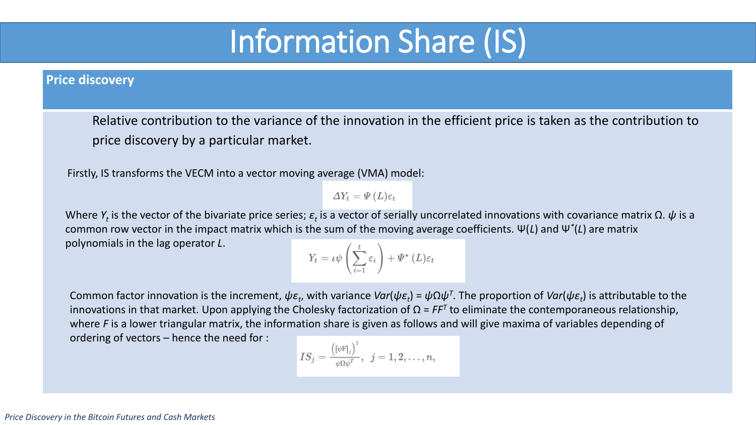# Information Share (IS)

**Price discovery**

Relative contribution to the variance of the innovation in the efficient price is taken as the contribution to price discovery by a particular market.

Firstly, IS transforms the VECM into a vector moving average (VMA) model:

$$\Delta Y_t = \Psi(L)\varepsilon_t$$

Where $Y_t$ is the vector of the bivariate price series; $\varepsilon_t$ is a vector of serially uncorrelated innovations with covariance matrix $\Omega$. $\psi$ is a common row vector in the impact matrix which is the sum of the moving average coefficients. $\Psi(L)$ and $\Psi^*(L)$ are matrix polynomials in the lag operator $L$.

$$Y_t = \iota\psi\left(\sum_{i=1}^{t}\varepsilon_i\right) + \Psi^*(L)\varepsilon_t$$

Common factor innovation is the increment, $\psi\varepsilon_t$, with variance $Var(\psi\varepsilon_t) = \psi\Omega\psi^T$. The proportion of $Var(\psi\varepsilon_t)$ is attributable to the innovations in that market. Upon applying the Cholesky factorization of $\Omega = FF^T$ to eliminate the contemporaneous relationship, where $F$ is a lower triangular matrix, the information share is given as follows and will give maxima of variables depending of ordering of vectors – hence the need for :

$$IS_j = \frac{\left([\psi F]_j\right)^2}{\psi\Omega\psi^T}, \quad j = 1, 2, \ldots, n,$$

*Price Discovery in the Bitcoin Futures and Cash Markets*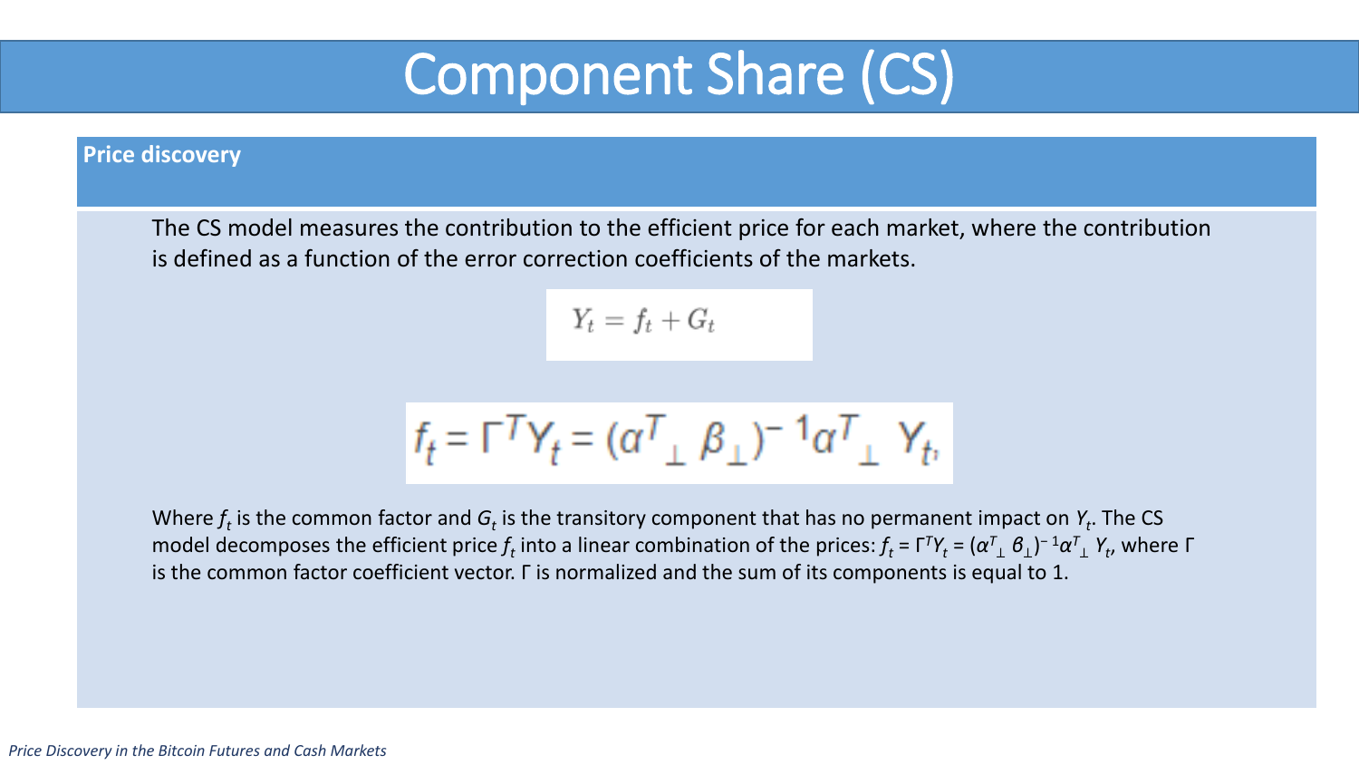# Component Share (CS)

**Price discovery**

The CS model measures the contribution to the efficient price for each market, where the contribution is defined as a function of the error correction coefficients of the markets.

$$Y_t = f_t + G_t$$

$$f_t = \Gamma^T Y_t = (\alpha^T_{\perp} \beta_{\perp})^{-1} \alpha^T_{\perp} Y_t$$

Where $f_t$ is the common factor and $G_t$ is the transitory component that has no permanent impact on $Y_t$. The CS model decomposes the efficient price $f_t$ into a linear combination of the prices: $f_t = \Gamma^T Y_t = (\alpha^T_{\perp} \beta_{\perp})^{-1} \alpha^T_{\perp} Y_t$, where $\Gamma$ is the common factor coefficient vector. $\Gamma$ is normalized and the sum of its components is equal to 1.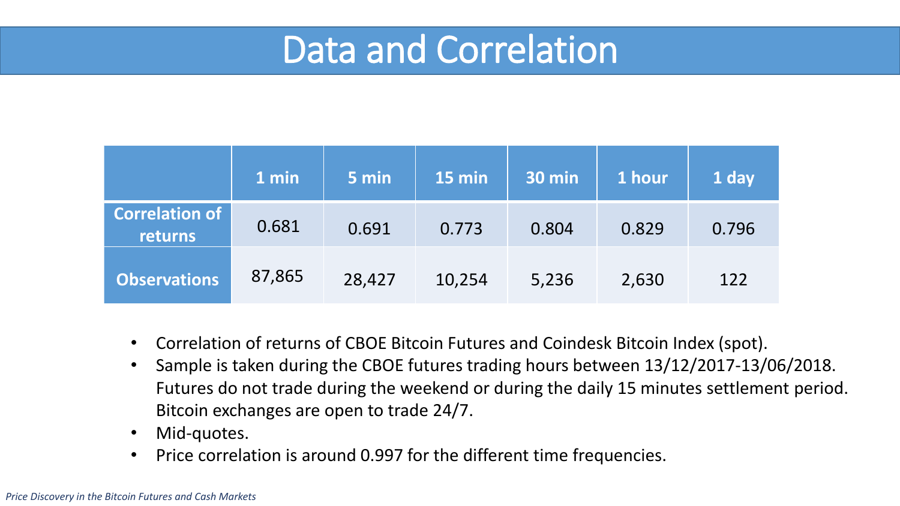# Data and Correlation

| | 1 min | 5 min | 15 min | 30 min | 1 hour | 1 day |
|---|---|---|---|---|---|---|
| **Correlation of returns** | 0.681 | 0.691 | 0.773 | 0.804 | 0.829 | 0.796 |
| **Observations** | 87,865 | 28,427 | 10,254 | 5,236 | 2,630 | 122 |

- Correlation of returns of CBOE Bitcoin Futures and Coindesk Bitcoin Index (spot).
- Sample is taken during the CBOE futures trading hours between 13/12/2017-13/06/2018. Futures do not trade during the weekend or during the daily 15 minutes settlement period. Bitcoin exchanges are open to trade 24/7.
- Mid-quotes.
- Price correlation is around 0.997 for the different time frequencies.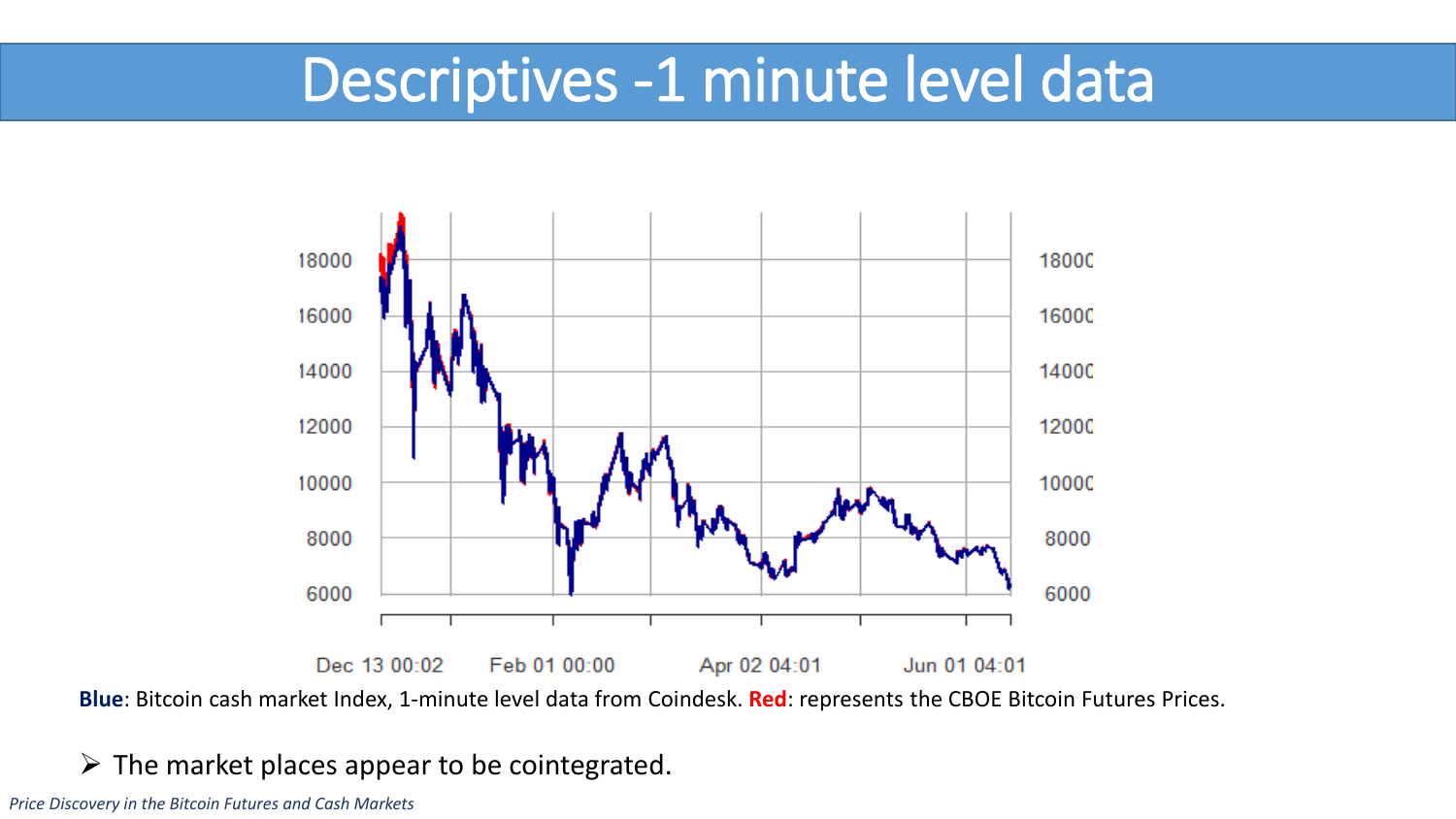# Descriptives -1 minute level data

**Blue**: Bitcoin cash market Index, 1-minute level data from Coindesk. **Red**: represents the CBOE Bitcoin Futures Prices.

- The market places appear to be cointegrated.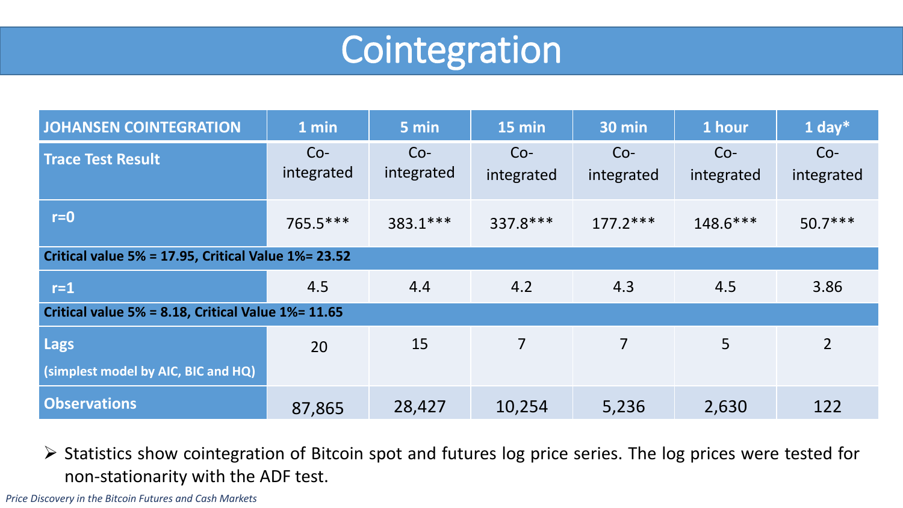# Cointegration

| JOHANSEN COINTEGRATION | 1 min | 5 min | 15 min | 30 min | 1 hour | 1 day* |
|---|---|---|---|---|---|---|
| Trace Test Result | Co-integrated | Co-integrated | Co-integrated | Co-integrated | Co-integrated | Co-integrated |
| r=0 | 765.5*** | 383.1*** | 337.8*** | 177.2*** | 148.6*** | 50.7*** |
| Critical value 5% = 17.95, Critical Value 1%= 23.52 | | | | | | |
| r=1 | 4.5 | 4.4 | 4.2 | 4.3 | 4.5 | 3.86 |
| Critical value 5% = 8.18, Critical Value 1%= 11.65 | | | | | | |
| Lags (simplest model by AIC, BIC and HQ) | 20 | 15 | 7 | 7 | 5 | 2 |
| Observations | 87,865 | 28,427 | 10,254 | 5,236 | 2,630 | 122 |

- Statistics show cointegration of Bitcoin spot and futures log price series. The log prices were tested for non-stationarity with the ADF test.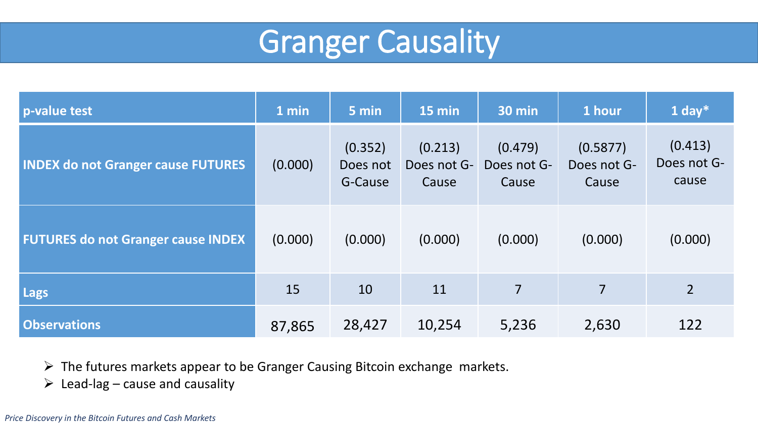# Granger Causality

| p-value test | 1 min | 5 min | 15 min | 30 min | 1 hour | 1 day* |
|---|---|---|---|---|---|---|
| **INDEX do not Granger cause FUTURES** | (0.000) | (0.352) Does not G-Cause | (0.213) Does not G-Cause | (0.479) Does not G-Cause | (0.5877) Does not G-Cause | (0.413) Does not G-cause |
| **FUTURES do not Granger cause INDEX** | (0.000) | (0.000) | (0.000) | (0.000) | (0.000) | (0.000) |
| **Lags** | 15 | 10 | 11 | 7 | 7 | 2 |
| **Observations** | 87,865 | 28,427 | 10,254 | 5,236 | 2,630 | 122 |

- The futures markets appear to be Granger Causing Bitcoin exchange markets.
- Lead-lag – cause and causality

*Price Discovery in the Bitcoin Futures and Cash Markets*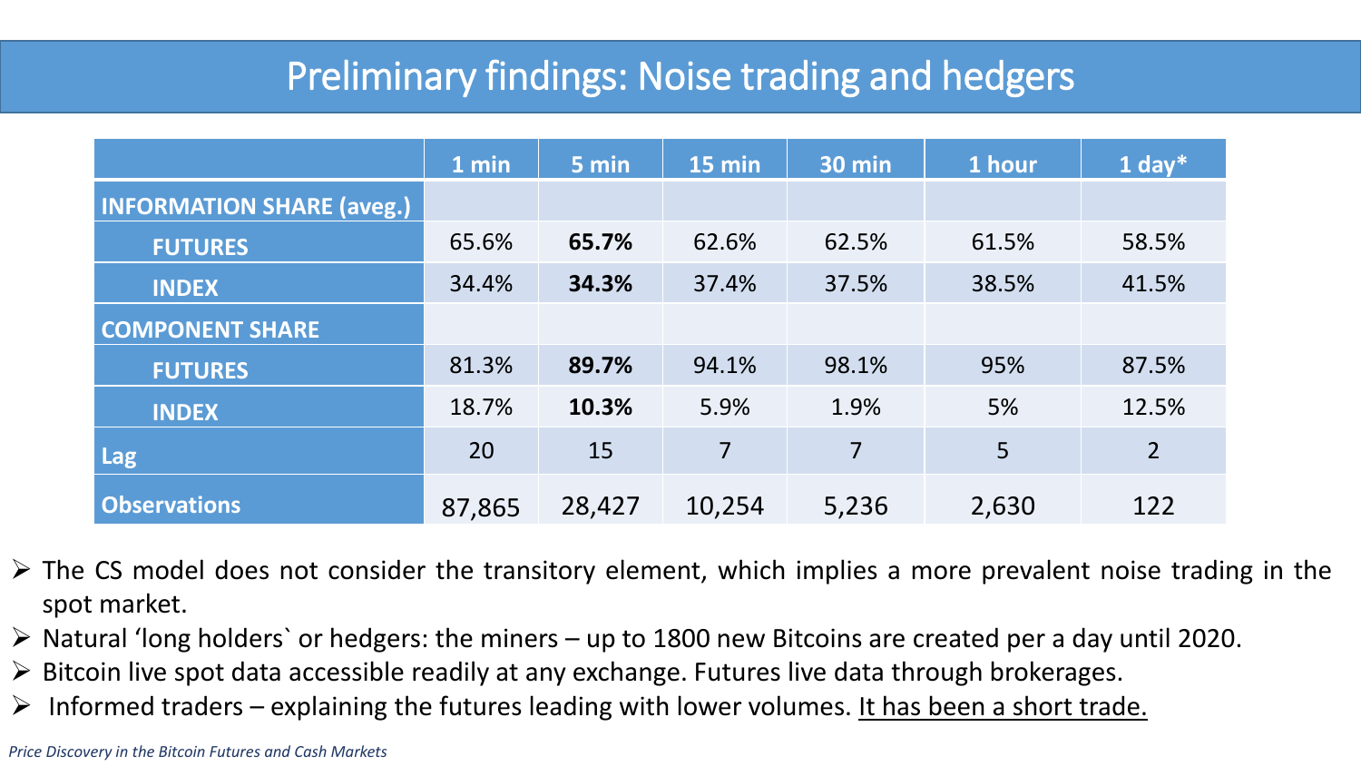# Preliminary findings: Noise trading and hedgers

| | 1 min | 5 min | 15 min | 30 min | 1 hour | 1 day* |
|---|---|---|---|---|---|---|
| **INFORMATION SHARE (aveg.)** | | | | | | |
| **FUTURES** | 65.6% | **65.7%** | 62.6% | 62.5% | 61.5% | 58.5% |
| **INDEX** | 34.4% | **34.3%** | 37.4% | 37.5% | 38.5% | 41.5% |
| **COMPONENT SHARE** | | | | | | |
| **FUTURES** | 81.3% | **89.7%** | 94.1% | 98.1% | 95% | 87.5% |
| **INDEX** | 18.7% | **10.3%** | 5.9% | 1.9% | 5% | 12.5% |
| **Lag** | 20 | 15 | 7 | 7 | 5 | 2 |
| **Observations** | 87,865 | 28,427 | 10,254 | 5,236 | 2,630 | 122 |

- The CS model does not consider the transitory element, which implies a more prevalent noise trading in the spot market.
- Natural 'long holders` or hedgers: the miners – up to 1800 new Bitcoins are created per a day until 2020.
- Bitcoin live spot data accessible readily at any exchange. Futures live data through brokerages.
- Informed traders – explaining the futures leading with lower volumes. It has been a short trade.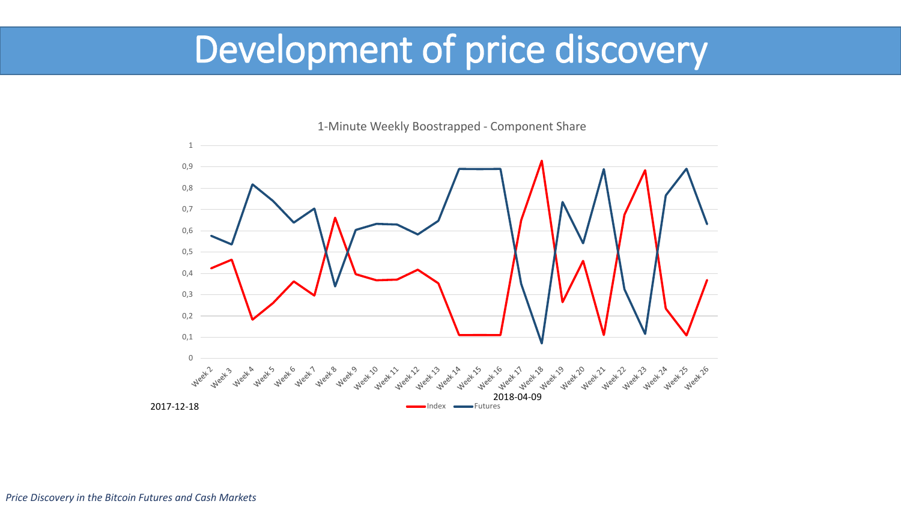# Development of price discovery

1-Minute Weekly Boostrapped - Component Share

2017-12-18

2018-04-09

Index Futures

*Price Discovery in the Bitcoin Futures and Cash Markets*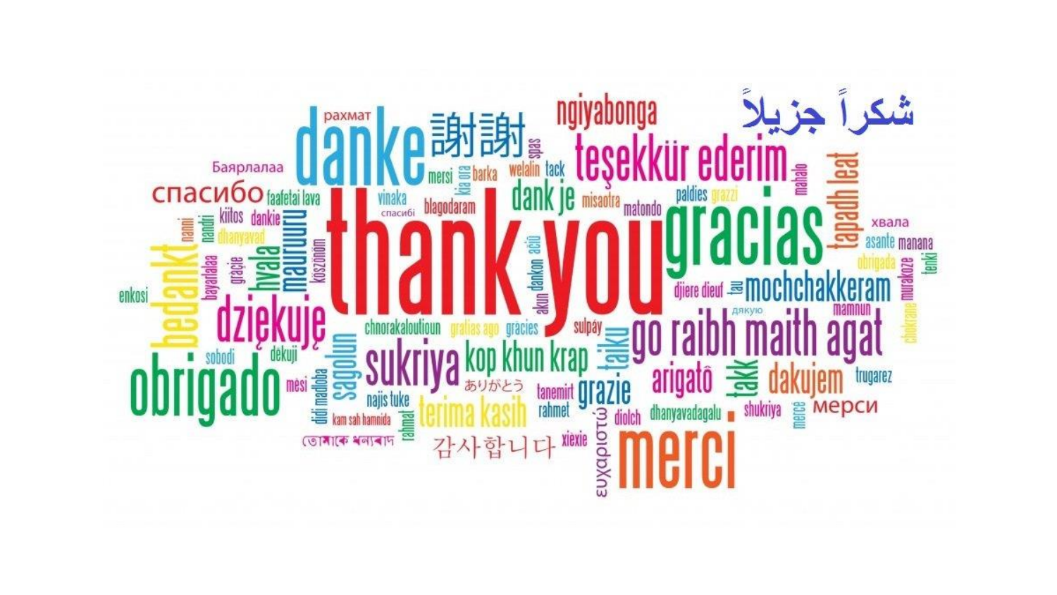شكراً جزيلاً